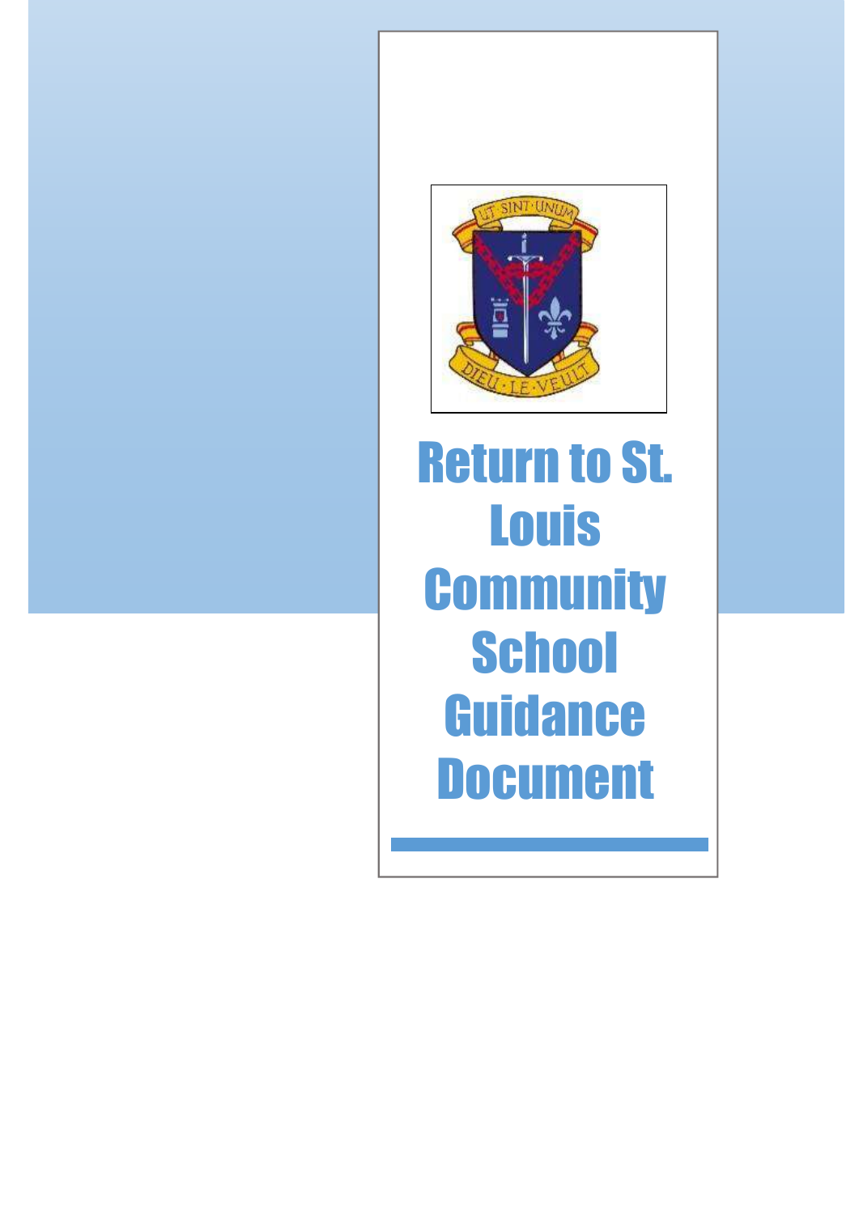# Return to St. Louis Community School Guidance Document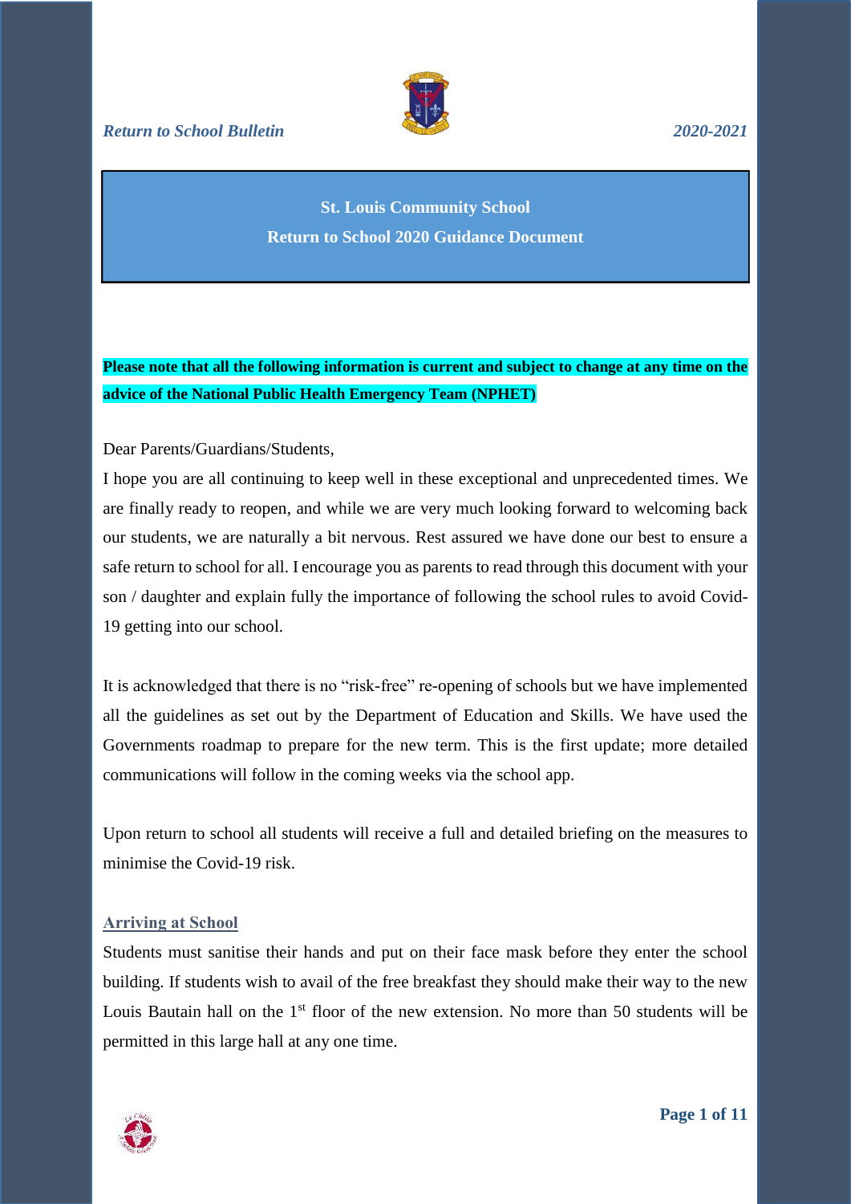*Return to School Bulletin* *2020-2021*

**St. Louis Community School**

**Return to School 2020 Guidance Document**

**Please note that all the following information is current and subject to change at any time on the advice of the National Public Health Emergency Team (NPHET)**

Dear Parents/Guardians/Students,

I hope you are all continuing to keep well in these exceptional and unprecedented times. We are finally ready to reopen, and while we are very much looking forward to welcoming back our students, we are naturally a bit nervous. Rest assured we have done our best to ensure a safe return to school for all. I encourage you as parents to read through this document with your son / daughter and explain fully the importance of following the school rules to avoid Covid-19 getting into our school.

It is acknowledged that there is no "risk-free" re-opening of schools but we have implemented all the guidelines as set out by the Department of Education and Skills. We have used the Governments roadmap to prepare for the new term. This is the first update; more detailed communications will follow in the coming weeks via the school app.

Upon return to school all students will receive a full and detailed briefing on the measures to minimise the Covid-19 risk.

## Arriving at School

Students must sanitise their hands and put on their face mask before they enter the school building. If students wish to avail of the free breakfast they should make their way to the new Louis Bautain hall on the 1st floor of the new extension. No more than 50 students will be permitted in this large hall at any one time.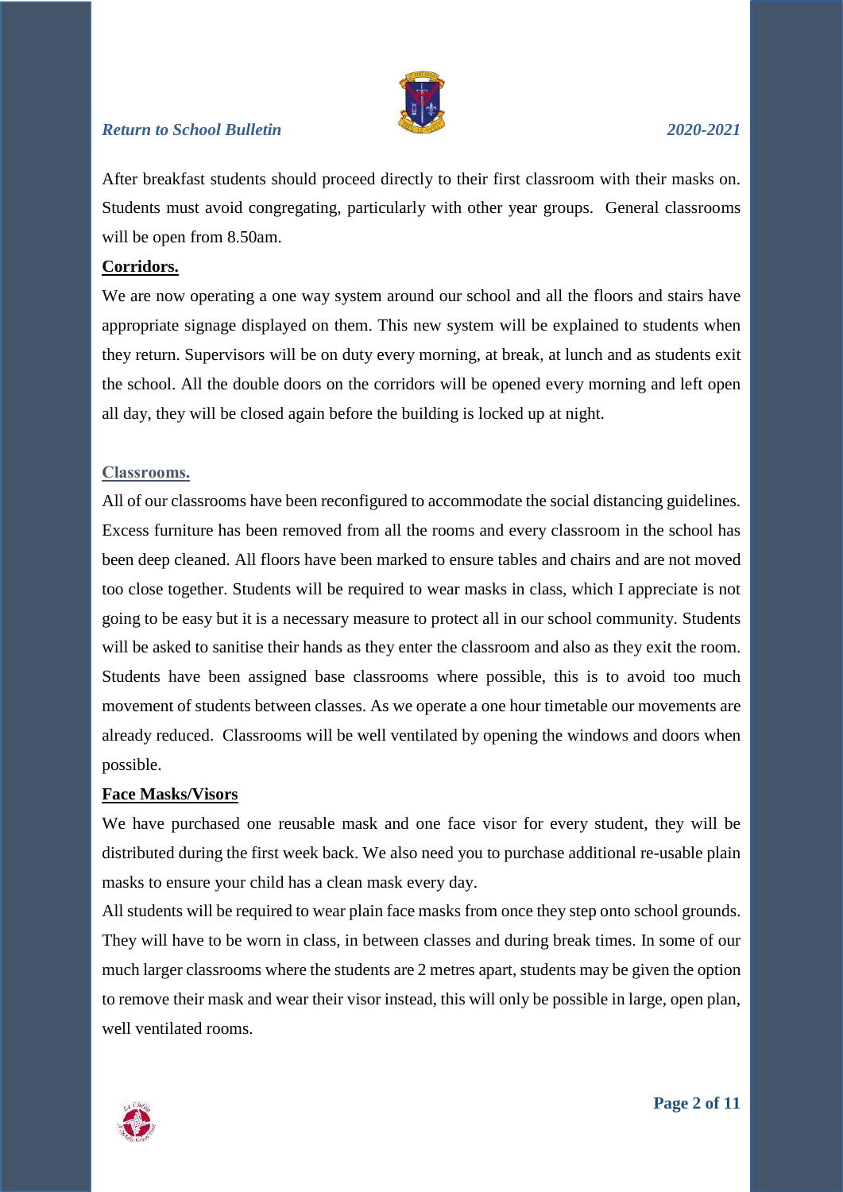After breakfast students should proceed directly to their first classroom with their masks on. Students must avoid congregating, particularly with other year groups. General classrooms will be open from 8.50am.

**Corridors.**

We are now operating a one way system around our school and all the floors and stairs have appropriate signage displayed on them. This new system will be explained to students when they return. Supervisors will be on duty every morning, at break, at lunch and as students exit the school. All the double doors on the corridors will be opened every morning and left open all day, they will be closed again before the building is locked up at night.

**Classrooms.**

All of our classrooms have been reconfigured to accommodate the social distancing guidelines. Excess furniture has been removed from all the rooms and every classroom in the school has been deep cleaned. All floors have been marked to ensure tables and chairs and are not moved too close together. Students will be required to wear masks in class, which I appreciate is not going to be easy but it is a necessary measure to protect all in our school community. Students will be asked to sanitise their hands as they enter the classroom and also as they exit the room. Students have been assigned base classrooms where possible, this is to avoid too much movement of students between classes. As we operate a one hour timetable our movements are already reduced. Classrooms will be well ventilated by opening the windows and doors when possible.

**Face Masks/Visors**

We have purchased one reusable mask and one face visor for every student, they will be distributed during the first week back. We also need you to purchase additional re-usable plain masks to ensure your child has a clean mask every day.

All students will be required to wear plain face masks from once they step onto school grounds. They will have to be worn in class, in between classes and during break times. In some of our much larger classrooms where the students are 2 metres apart, students may be given the option to remove their mask and wear their visor instead, this will only be possible in large, open plan, well ventilated rooms.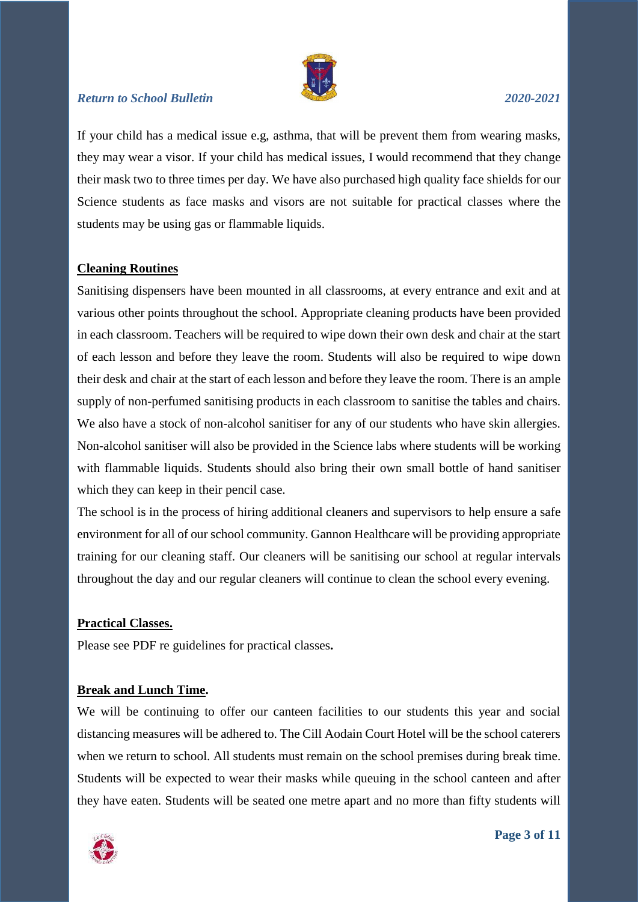If your child has a medical issue e.g, asthma, that will be prevent them from wearing masks, they may wear a visor. If your child has medical issues, I would recommend that they change their mask two to three times per day. We have also purchased high quality face shields for our Science students as face masks and visors are not suitable for practical classes where the students may be using gas or flammable liquids.

## Cleaning Routines

Sanitising dispensers have been mounted in all classrooms, at every entrance and exit and at various other points throughout the school. Appropriate cleaning products have been provided in each classroom. Teachers will be required to wipe down their own desk and chair at the start of each lesson and before they leave the room. Students will also be required to wipe down their desk and chair at the start of each lesson and before they leave the room. There is an ample supply of non-perfumed sanitising products in each classroom to sanitise the tables and chairs. We also have a stock of non-alcohol sanitiser for any of our students who have skin allergies. Non-alcohol sanitiser will also be provided in the Science labs where students will be working with flammable liquids. Students should also bring their own small bottle of hand sanitiser which they can keep in their pencil case.

The school is in the process of hiring additional cleaners and supervisors to help ensure a safe environment for all of our school community. Gannon Healthcare will be providing appropriate training for our cleaning staff. Our cleaners will be sanitising our school at regular intervals throughout the day and our regular cleaners will continue to clean the school every evening.

## Practical Classes.

Please see PDF re guidelines for practical classes**.**

## Break and Lunch Time.

We will be continuing to offer our canteen facilities to our students this year and social distancing measures will be adhered to. The Cill Aodain Court Hotel will be the school caterers when we return to school. All students must remain on the school premises during break time. Students will be expected to wear their masks while queuing in the school canteen and after they have eaten. Students will be seated one metre apart and no more than fifty students will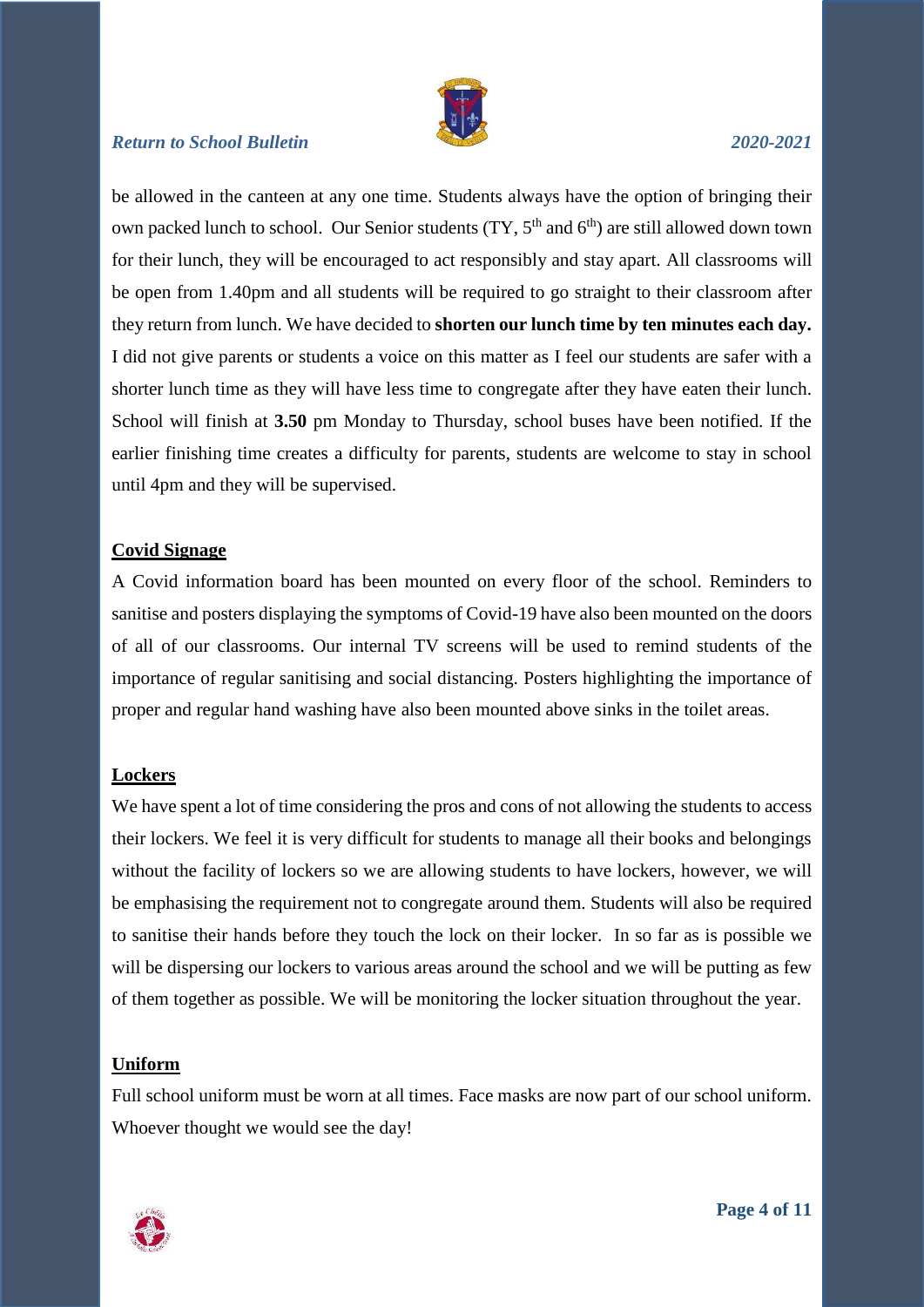be allowed in the canteen at any one time. Students always have the option of bringing their own packed lunch to school. Our Senior students (TY, 5th and 6th) are still allowed down town for their lunch, they will be encouraged to act responsibly and stay apart. All classrooms will be open from 1.40pm and all students will be required to go straight to their classroom after they return from lunch. We have decided to **shorten our lunch time by ten minutes each day.** I did not give parents or students a voice on this matter as I feel our students are safer with a shorter lunch time as they will have less time to congregate after they have eaten their lunch. School will finish at **3.50** pm Monday to Thursday, school buses have been notified. If the earlier finishing time creates a difficulty for parents, students are welcome to stay in school until 4pm and they will be supervised.

## Covid Signage

A Covid information board has been mounted on every floor of the school. Reminders to sanitise and posters displaying the symptoms of Covid-19 have also been mounted on the doors of all of our classrooms. Our internal TV screens will be used to remind students of the importance of regular sanitising and social distancing. Posters highlighting the importance of proper and regular hand washing have also been mounted above sinks in the toilet areas.

## Lockers

We have spent a lot of time considering the pros and cons of not allowing the students to access their lockers. We feel it is very difficult for students to manage all their books and belongings without the facility of lockers so we are allowing students to have lockers, however, we will be emphasising the requirement not to congregate around them. Students will also be required to sanitise their hands before they touch the lock on their locker. In so far as is possible we will be dispersing our lockers to various areas around the school and we will be putting as few of them together as possible. We will be monitoring the locker situation throughout the year.

## Uniform

Full school uniform must be worn at all times. Face masks are now part of our school uniform. Whoever thought we would see the day!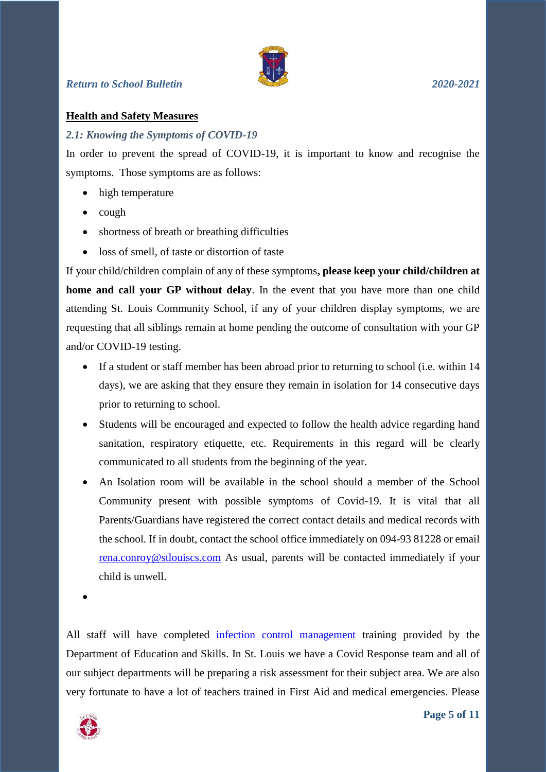## Health and Safety Measures

*2.1: Knowing the Symptoms of COVID-19*

In order to prevent the spread of COVID-19, it is important to know and recognise the symptoms. Those symptoms are as follows:

- high temperature
- cough
- shortness of breath or breathing difficulties
- loss of smell, of taste or distortion of taste

If your child/children complain of any of these symptoms**, please keep your child/children at home and call your GP without delay**. In the event that you have more than one child attending St. Louis Community School, if any of your children display symptoms, we are requesting that all siblings remain at home pending the outcome of consultation with your GP and/or COVID-19 testing.

- If a student or staff member has been abroad prior to returning to school (i.e. within 14 days), we are asking that they ensure they remain in isolation for 14 consecutive days prior to returning to school.
- Students will be encouraged and expected to follow the health advice regarding hand sanitation, respiratory etiquette, etc. Requirements in this regard will be clearly communicated to all students from the beginning of the year.
- An Isolation room will be available in the school should a member of the School Community present with possible symptoms of Covid-19. It is vital that all Parents/Guardians have registered the correct contact details and medical records with the school. If in doubt, contact the school office immediately on 094-93 81228 or email rena.conroy@stlouiscs.com As usual, parents will be contacted immediately if your child is unwell.

All staff will have completed infection control management training provided by the Department of Education and Skills. In St. Louis we have a Covid Response team and all of our subject departments will be preparing a risk assessment for their subject area. We are also very fortunate to have a lot of teachers trained in First Aid and medical emergencies. Please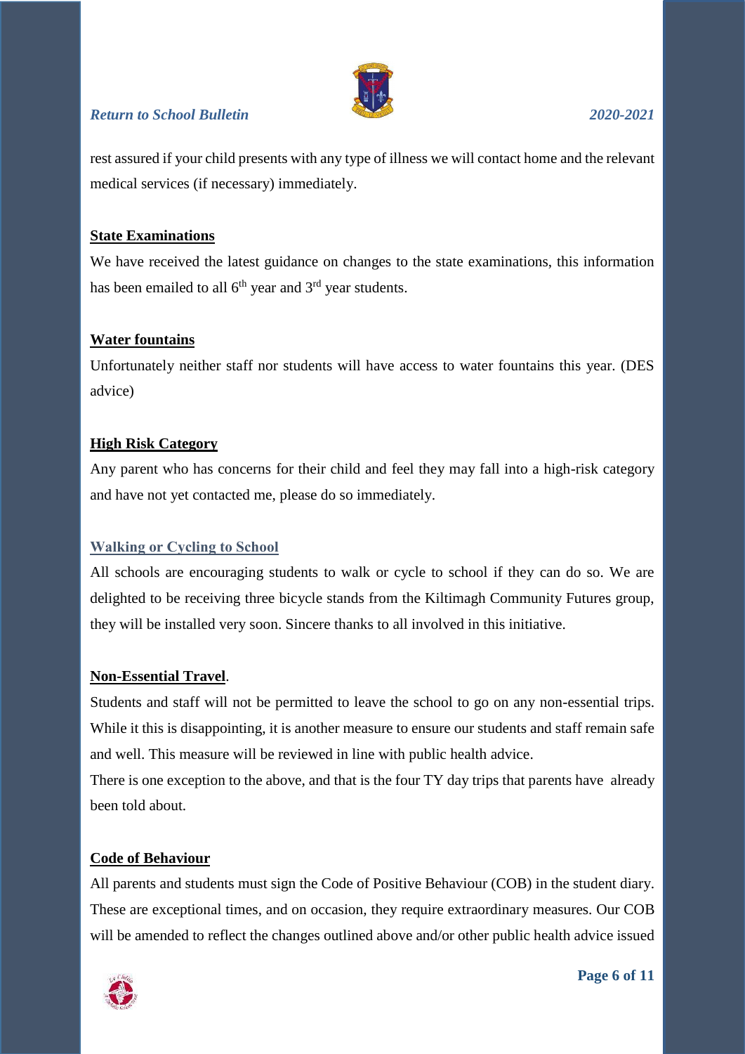rest assured if your child presents with any type of illness we will contact home and the relevant medical services (if necessary) immediately.

**State Examinations**

We have received the latest guidance on changes to the state examinations, this information has been emailed to all 6th year and 3rd year students.

**Water fountains**

Unfortunately neither staff nor students will have access to water fountains this year. (DES advice)

**High Risk Category**

Any parent who has concerns for their child and feel they may fall into a high-risk category and have not yet contacted me, please do so immediately.

**Walking or Cycling to School**

All schools are encouraging students to walk or cycle to school if they can do so. We are delighted to be receiving three bicycle stands from the Kiltimagh Community Futures group, they will be installed very soon. Sincere thanks to all involved in this initiative.

**Non-Essential Travel**.

Students and staff will not be permitted to leave the school to go on any non-essential trips. While it this is disappointing, it is another measure to ensure our students and staff remain safe and well. This measure will be reviewed in line with public health advice.

There is one exception to the above, and that is the four TY day trips that parents have already been told about.

**Code of Behaviour**

All parents and students must sign the Code of Positive Behaviour (COB) in the student diary. These are exceptional times, and on occasion, they require extraordinary measures. Our COB will be amended to reflect the changes outlined above and/or other public health advice issued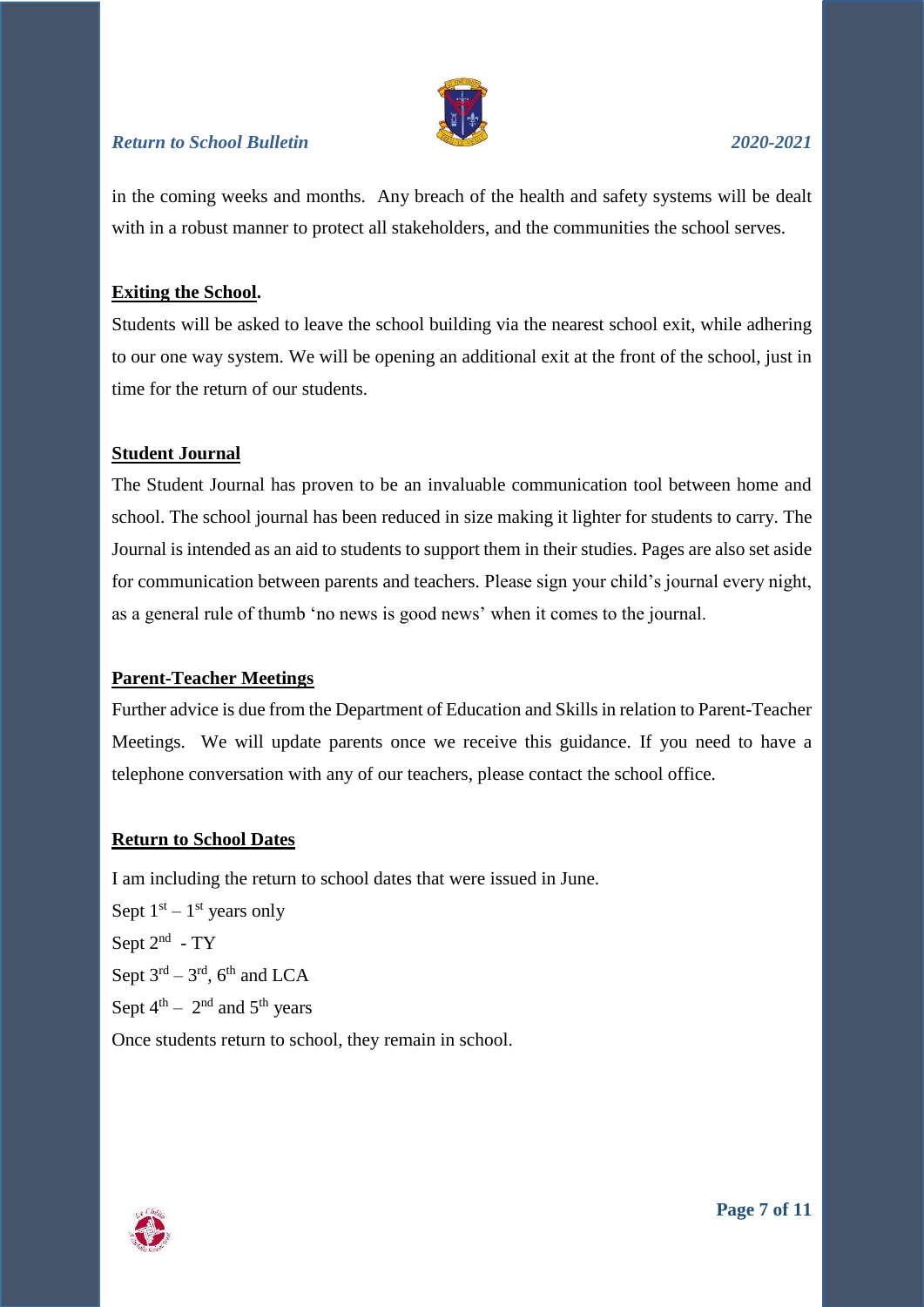in the coming weeks and months. Any breach of the health and safety systems will be dealt with in a robust manner to protect all stakeholders, and the communities the school serves.

**Exiting the School.**

Students will be asked to leave the school building via the nearest school exit, while adhering to our one way system. We will be opening an additional exit at the front of the school, just in time for the return of our students.

**Student Journal**

The Student Journal has proven to be an invaluable communication tool between home and school. The school journal has been reduced in size making it lighter for students to carry. The Journal is intended as an aid to students to support them in their studies. Pages are also set aside for communication between parents and teachers. Please sign your child's journal every night, as a general rule of thumb 'no news is good news' when it comes to the journal.

**Parent-Teacher Meetings**

Further advice is due from the Department of Education and Skills in relation to Parent-Teacher Meetings. We will update parents once we receive this guidance. If you need to have a telephone conversation with any of our teachers, please contact the school office.

**Return to School Dates**

I am including the return to school dates that were issued in June.

Sept 1st – 1st years only

Sept 2nd - TY

Sept 3rd – 3rd, 6th and LCA

Sept 4th – 2nd and 5th years

Once students return to school, they remain in school.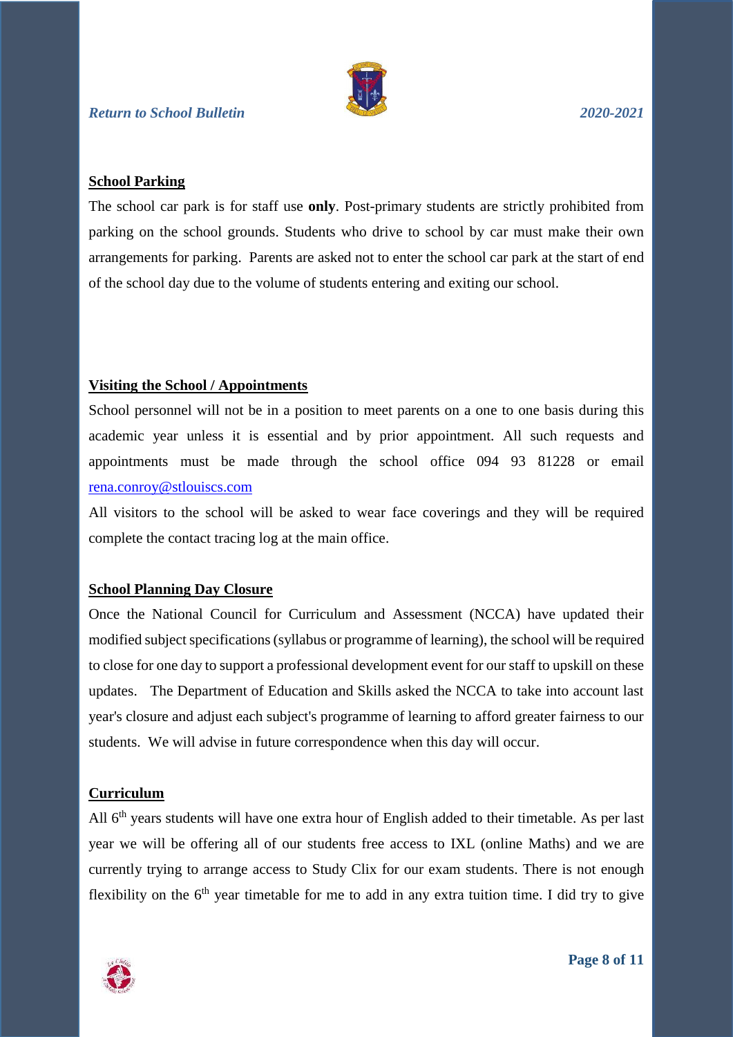## School Parking

The school car park is for staff use **only**. Post-primary students are strictly prohibited from parking on the school grounds. Students who drive to school by car must make their own arrangements for parking. Parents are asked not to enter the school car park at the start of end of the school day due to the volume of students entering and exiting our school.

## Visiting the School / Appointments

School personnel will not be in a position to meet parents on a one to one basis during this academic year unless it is essential and by prior appointment. All such requests and appointments must be made through the school office 094 93 81228 or email rena.conroy@stlouiscs.com

All visitors to the school will be asked to wear face coverings and they will be required complete the contact tracing log at the main office.

## School Planning Day Closure

Once the National Council for Curriculum and Assessment (NCCA) have updated their modified subject specifications (syllabus or programme of learning), the school will be required to close for one day to support a professional development event for our staff to upskill on these updates. The Department of Education and Skills asked the NCCA to take into account last year's closure and adjust each subject's programme of learning to afford greater fairness to our students. We will advise in future correspondence when this day will occur.

## Curriculum

All 6th years students will have one extra hour of English added to their timetable. As per last year we will be offering all of our students free access to IXL (online Maths) and we are currently trying to arrange access to Study Clix for our exam students. There is not enough flexibility on the 6th year timetable for me to add in any extra tuition time. I did try to give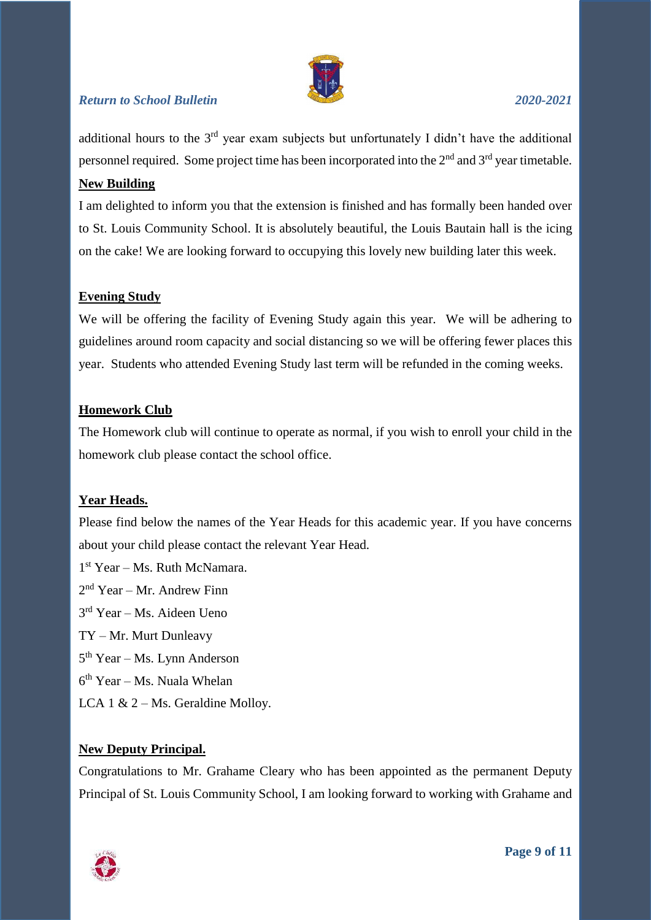additional hours to the 3rd year exam subjects but unfortunately I didn't have the additional personnel required. Some project time has been incorporated into the 2nd and 3rd year timetable.

**New Building**

I am delighted to inform you that the extension is finished and has formally been handed over to St. Louis Community School. It is absolutely beautiful, the Louis Bautain hall is the icing on the cake! We are looking forward to occupying this lovely new building later this week.

**Evening Study**

We will be offering the facility of Evening Study again this year. We will be adhering to guidelines around room capacity and social distancing so we will be offering fewer places this year. Students who attended Evening Study last term will be refunded in the coming weeks.

**Homework Club**

The Homework club will continue to operate as normal, if you wish to enroll your child in the homework club please contact the school office.

**Year Heads.**

Please find below the names of the Year Heads for this academic year. If you have concerns about your child please contact the relevant Year Head.

1st Year – Ms. Ruth McNamara.
2nd Year – Mr. Andrew Finn
3rd Year – Ms. Aideen Ueno
TY – Mr. Murt Dunleavy
5th Year – Ms. Lynn Anderson
6th Year – Ms. Nuala Whelan
LCA 1 & 2 – Ms. Geraldine Molloy.

**New Deputy Principal.**

Congratulations to Mr. Grahame Cleary who has been appointed as the permanent Deputy Principal of St. Louis Community School, I am looking forward to working with Grahame and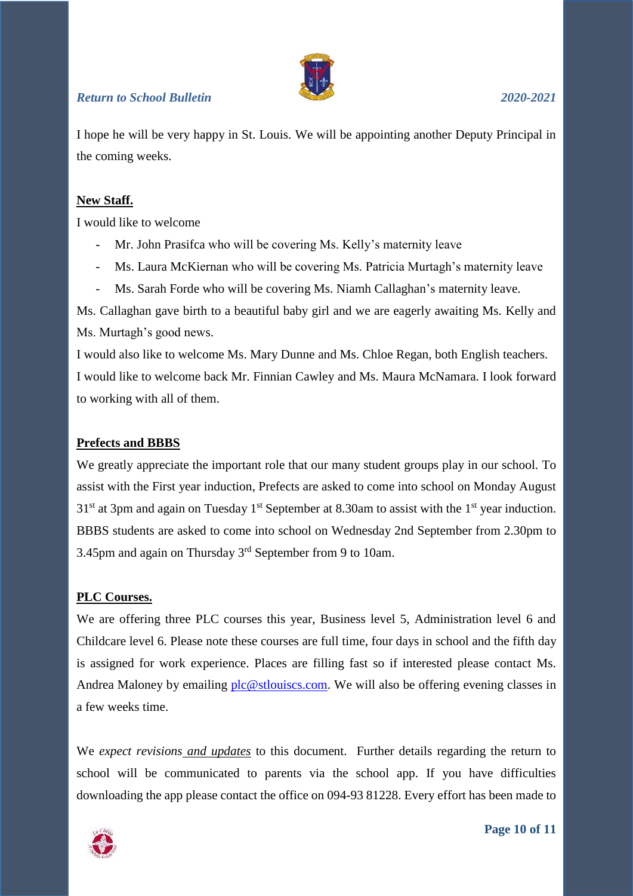I hope he will be very happy in St. Louis. We will be appointing another Deputy Principal in the coming weeks.

**New Staff.**

I would like to welcome

- Mr. John Prasifca who will be covering Ms. Kelly's maternity leave
- Ms. Laura McKiernan who will be covering Ms. Patricia Murtagh's maternity leave
- Ms. Sarah Forde who will be covering Ms. Niamh Callaghan's maternity leave.

Ms. Callaghan gave birth to a beautiful baby girl and we are eagerly awaiting Ms. Kelly and Ms. Murtagh's good news.

I would also like to welcome Ms. Mary Dunne and Ms. Chloe Regan, both English teachers.

I would like to welcome back Mr. Finnian Cawley and Ms. Maura McNamara. I look forward to working with all of them.

**Prefects and BBBS**

We greatly appreciate the important role that our many student groups play in our school. To assist with the First year induction, Prefects are asked to come into school on Monday August 31st at 3pm and again on Tuesday 1st September at 8.30am to assist with the 1st year induction. BBBS students are asked to come into school on Wednesday 2nd September from 2.30pm to 3.45pm and again on Thursday 3rd September from 9 to 10am.

**PLC Courses.**

We are offering three PLC courses this year, Business level 5, Administration level 6 and Childcare level 6. Please note these courses are full time, four days in school and the fifth day is assigned for work experience. Places are filling fast so if interested please contact Ms. Andrea Maloney by emailing plc@stlouiscs.com. We will also be offering evening classes in a few weeks time.

We *expect revisions and updates* to this document. Further details regarding the return to school will be communicated to parents via the school app. If you have difficulties downloading the app please contact the office on 094-93 81228. Every effort has been made to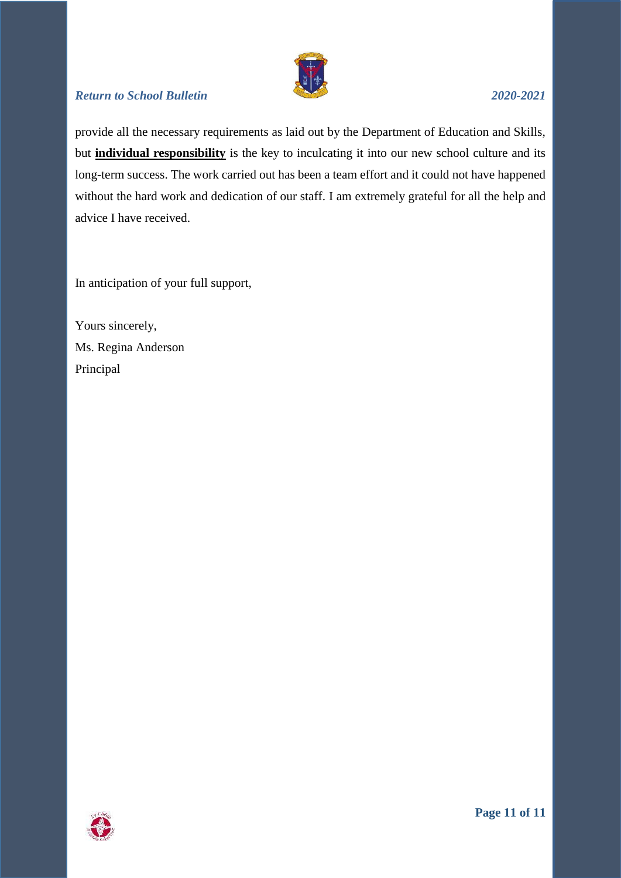provide all the necessary requirements as laid out by the Department of Education and Skills, but **individual responsibility** is the key to inculcating it into our new school culture and its long-term success. The work carried out has been a team effort and it could not have happened without the hard work and dedication of our staff. I am extremely grateful for all the help and advice I have received.

In anticipation of your full support,

Yours sincerely,
Ms. Regina Anderson
Principal